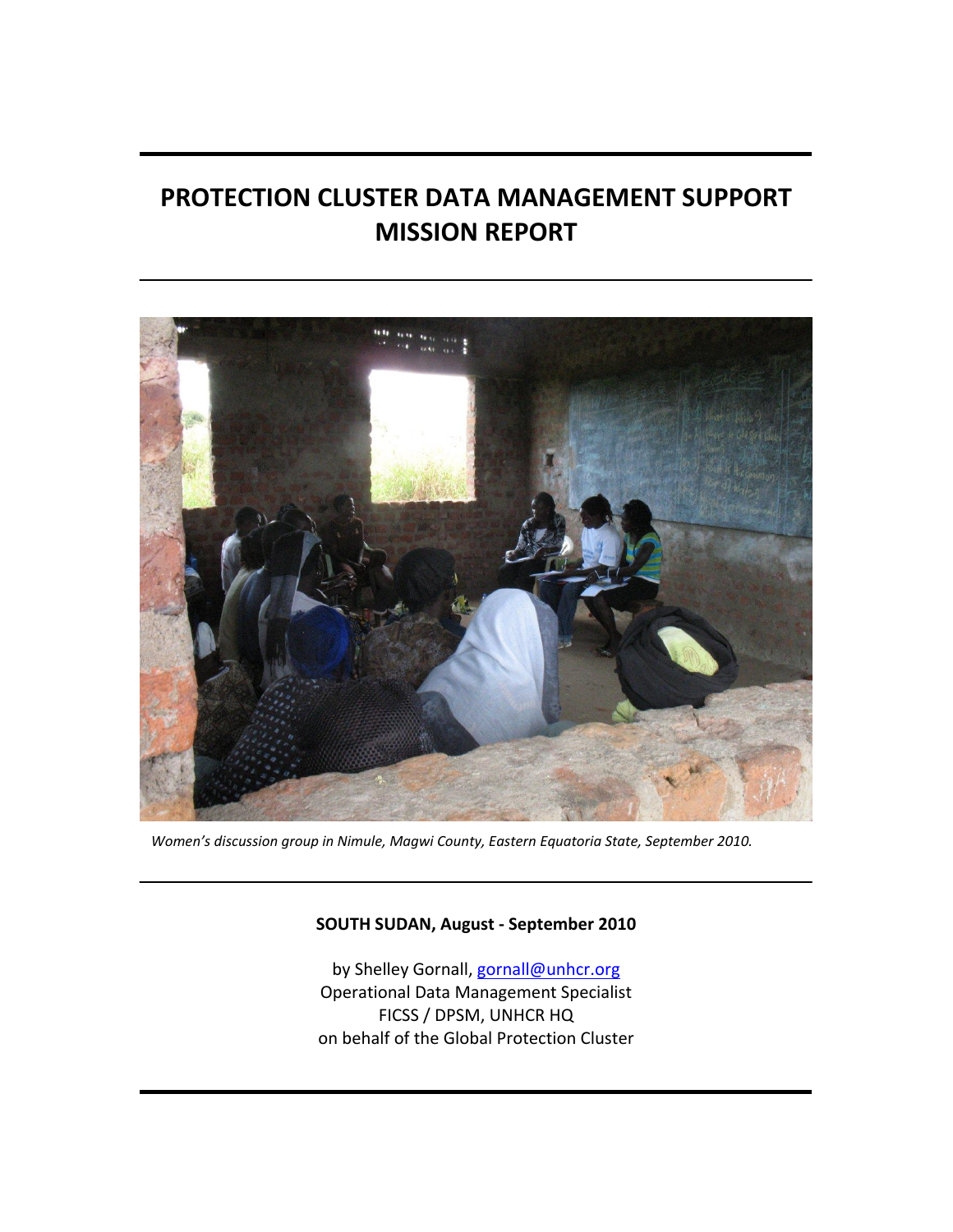# PROTECTION CLUSTER DATA MANAGEMENT SUPPORT MISSION REPORT

*Women's discussion group in Nimule, Magwi County, Eastern Equatoria State, September 2010.*

**SOUTH SUDAN, August - September 2010**

by Shelley Gornall, gornall@unhcr.org
Operational Data Management Specialist
FICSS / DPSM, UNHCR HQ
on behalf of the Global Protection Cluster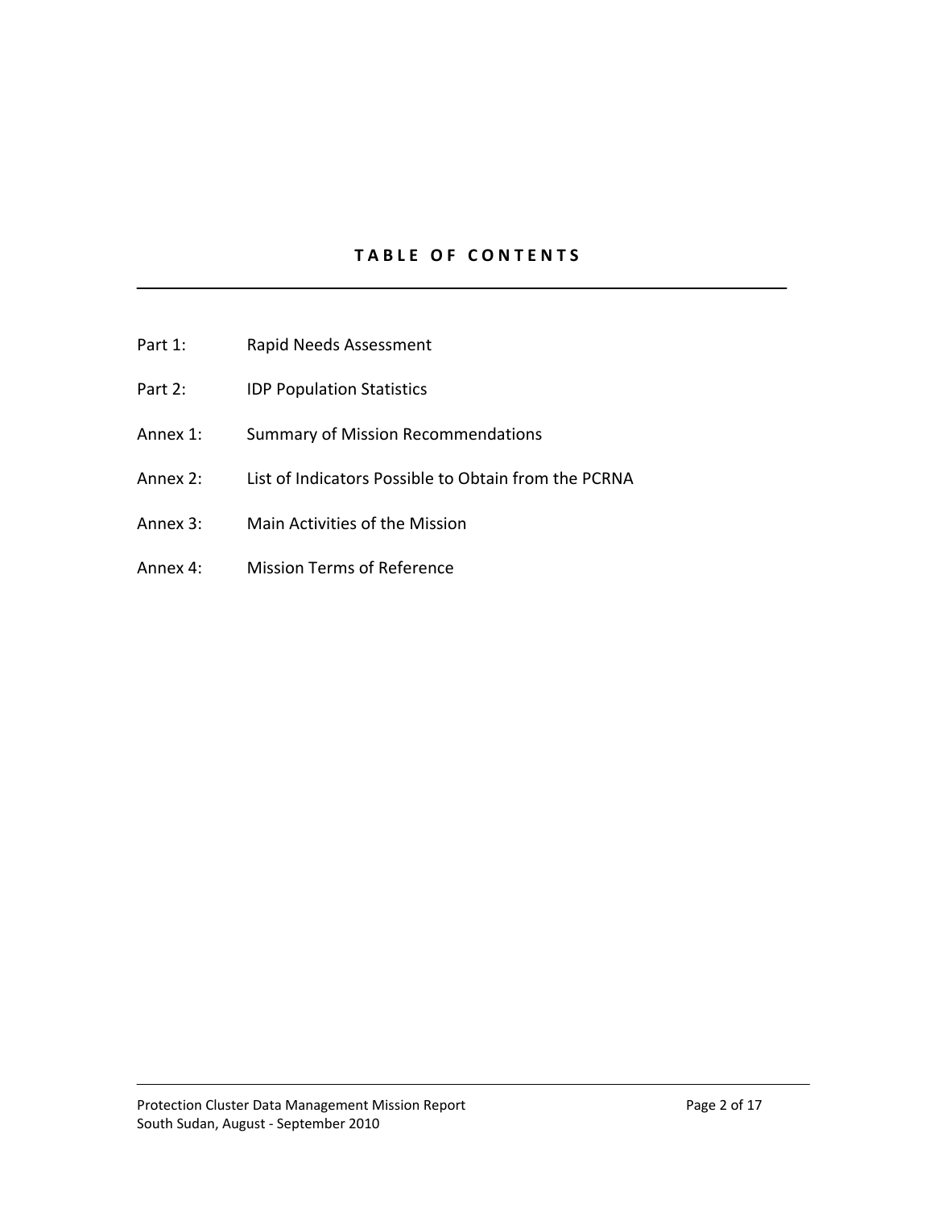# TABLE OF CONTENTS

Part 1: Rapid Needs Assessment

Part 2: IDP Population Statistics

Annex 1: Summary of Mission Recommendations

Annex 2: List of Indicators Possible to Obtain from the PCRNA

Annex 3: Main Activities of the Mission

Annex 4: Mission Terms of Reference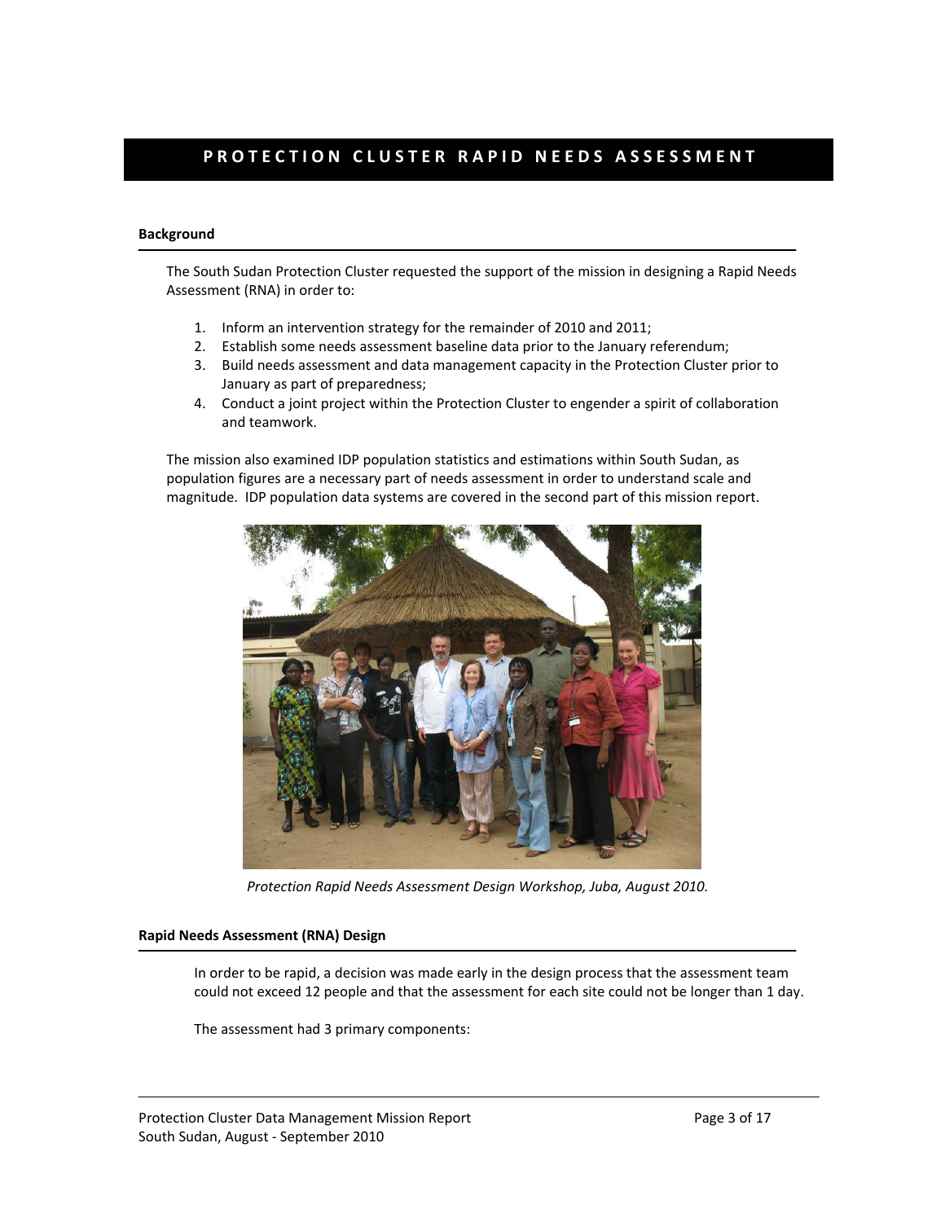# PROTECTION CLUSTER RAPID NEEDS ASSESSMENT

## Background

The South Sudan Protection Cluster requested the support of the mission in designing a Rapid Needs Assessment (RNA) in order to:

1. Inform an intervention strategy for the remainder of 2010 and 2011;
2. Establish some needs assessment baseline data prior to the January referendum;
3. Build needs assessment and data management capacity in the Protection Cluster prior to January as part of preparedness;
4. Conduct a joint project within the Protection Cluster to engender a spirit of collaboration and teamwork.

The mission also examined IDP population statistics and estimations within South Sudan, as population figures are a necessary part of needs assessment in order to understand scale and magnitude. IDP population data systems are covered in the second part of this mission report.

*Protection Rapid Needs Assessment Design Workshop, Juba, August 2010.*

## Rapid Needs Assessment (RNA) Design

In order to be rapid, a decision was made early in the design process that the assessment team could not exceed 12 people and that the assessment for each site could not be longer than 1 day.

The assessment had 3 primary components: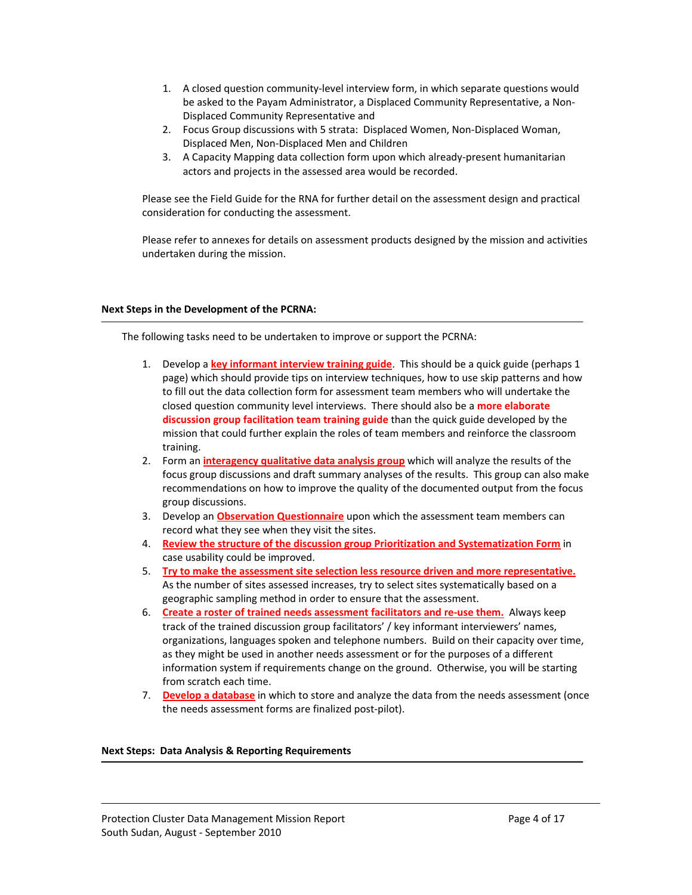1. A closed question community-level interview form, in which separate questions would be asked to the Payam Administrator, a Displaced Community Representative, a Non-Displaced Community Representative and
2. Focus Group discussions with 5 strata: Displaced Women, Non-Displaced Woman, Displaced Men, Non-Displaced Men and Children
3. A Capacity Mapping data collection form upon which already-present humanitarian actors and projects in the assessed area would be recorded.

Please see the Field Guide for the RNA for further detail on the assessment design and practical consideration for conducting the assessment.

Please refer to annexes for details on assessment products designed by the mission and activities undertaken during the mission.

**Next Steps in the Development of the PCRNA:**

The following tasks need to be undertaken to improve or support the PCRNA:

1. Develop a **key informant interview training guide**. This should be a quick guide (perhaps 1 page) which should provide tips on interview techniques, how to use skip patterns and how to fill out the data collection form for assessment team members who will undertake the closed question community level interviews. There should also be a **more elaborate discussion group facilitation team training guide** than the quick guide developed by the mission that could further explain the roles of team members and reinforce the classroom training.
2. Form an **interagency qualitative data analysis group** which will analyze the results of the focus group discussions and draft summary analyses of the results. This group can also make recommendations on how to improve the quality of the documented output from the focus group discussions.
3. Develop an **Observation Questionnaire** upon which the assessment team members can record what they see when they visit the sites.
4. **Review the structure of the discussion group Prioritization and Systematization Form** in case usability could be improved.
5. **Try to make the assessment site selection less resource driven and more representative.** As the number of sites assessed increases, try to select sites systematically based on a geographic sampling method in order to ensure that the assessment.
6. **Create a roster of trained needs assessment facilitators and re-use them.** Always keep track of the trained discussion group facilitators' / key informant interviewers' names, organizations, languages spoken and telephone numbers. Build on their capacity over time, as they might be used in another needs assessment or for the purposes of a different information system if requirements change on the ground. Otherwise, you will be starting from scratch each time.
7. **Develop a database** in which to store and analyze the data from the needs assessment (once the needs assessment forms are finalized post-pilot).

**Next Steps: Data Analysis & Reporting Requirements**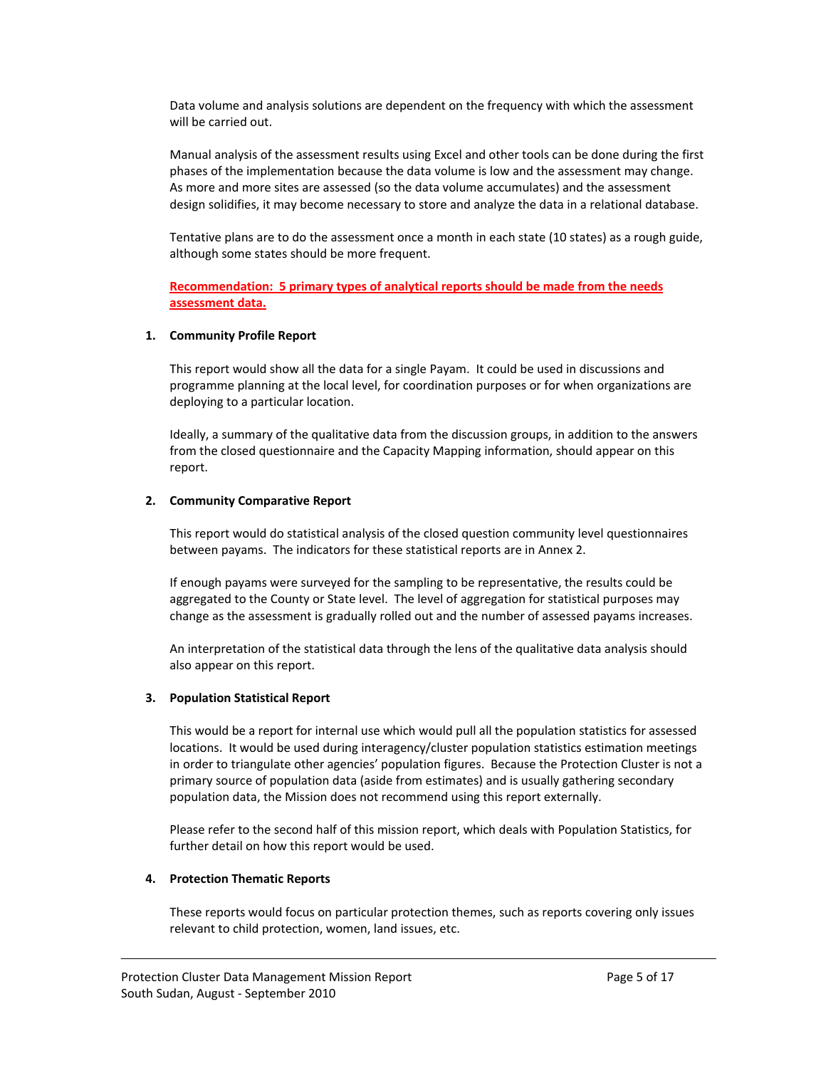Data volume and analysis solutions are dependent on the frequency with which the assessment will be carried out.

Manual analysis of the assessment results using Excel and other tools can be done during the first phases of the implementation because the data volume is low and the assessment may change. As more and more sites are assessed (so the data volume accumulates) and the assessment design solidifies, it may become necessary to store and analyze the data in a relational database.

Tentative plans are to do the assessment once a month in each state (10 states) as a rough guide, although some states should be more frequent.

**Recommendation: 5 primary types of analytical reports should be made from the needs assessment data.**

1. **Community Profile Report**

   This report would show all the data for a single Payam. It could be used in discussions and programme planning at the local level, for coordination purposes or for when organizations are deploying to a particular location.

   Ideally, a summary of the qualitative data from the discussion groups, in addition to the answers from the closed questionnaire and the Capacity Mapping information, should appear on this report.

2. **Community Comparative Report**

   This report would do statistical analysis of the closed question community level questionnaires between payams. The indicators for these statistical reports are in Annex 2.

   If enough payams were surveyed for the sampling to be representative, the results could be aggregated to the County or State level. The level of aggregation for statistical purposes may change as the assessment is gradually rolled out and the number of assessed payams increases.

   An interpretation of the statistical data through the lens of the qualitative data analysis should also appear on this report.

3. **Population Statistical Report**

   This would be a report for internal use which would pull all the population statistics for assessed locations. It would be used during interagency/cluster population statistics estimation meetings in order to triangulate other agencies' population figures. Because the Protection Cluster is not a primary source of population data (aside from estimates) and is usually gathering secondary population data, the Mission does not recommend using this report externally.

   Please refer to the second half of this mission report, which deals with Population Statistics, for further detail on how this report would be used.

4. **Protection Thematic Reports**

   These reports would focus on particular protection themes, such as reports covering only issues relevant to child protection, women, land issues, etc.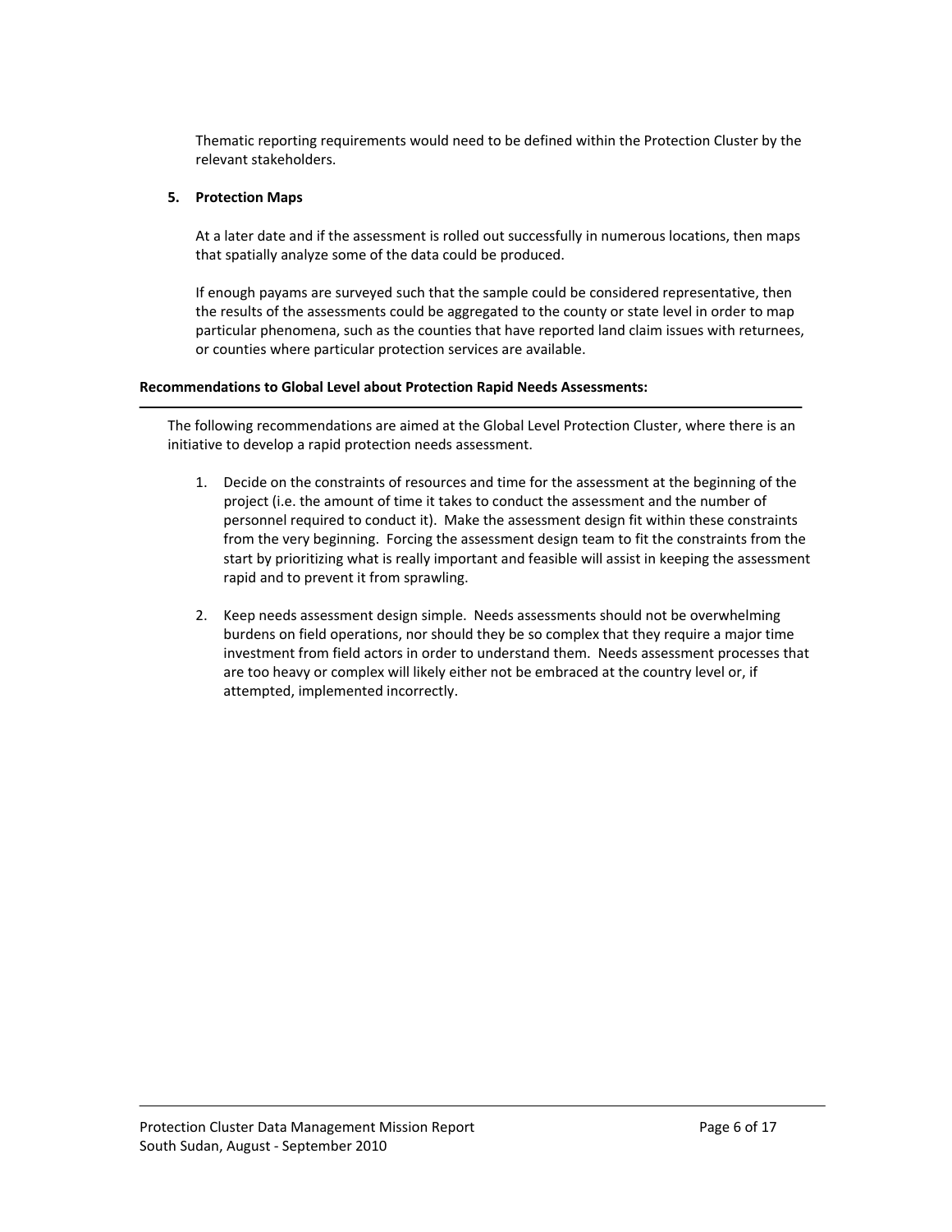Thematic reporting requirements would need to be defined within the Protection Cluster by the relevant stakeholders.

**5. Protection Maps**

At a later date and if the assessment is rolled out successfully in numerous locations, then maps that spatially analyze some of the data could be produced.

If enough payams are surveyed such that the sample could be considered representative, then the results of the assessments could be aggregated to the county or state level in order to map particular phenomena, such as the counties that have reported land claim issues with returnees, or counties where particular protection services are available.

**Recommendations to Global Level about Protection Rapid Needs Assessments:**

The following recommendations are aimed at the Global Level Protection Cluster, where there is an initiative to develop a rapid protection needs assessment.

1. Decide on the constraints of resources and time for the assessment at the beginning of the project (i.e. the amount of time it takes to conduct the assessment and the number of personnel required to conduct it). Make the assessment design fit within these constraints from the very beginning. Forcing the assessment design team to fit the constraints from the start by prioritizing what is really important and feasible will assist in keeping the assessment rapid and to prevent it from sprawling.

2. Keep needs assessment design simple. Needs assessments should not be overwhelming burdens on field operations, nor should they be so complex that they require a major time investment from field actors in order to understand them. Needs assessment processes that are too heavy or complex will likely either not be embraced at the country level or, if attempted, implemented incorrectly.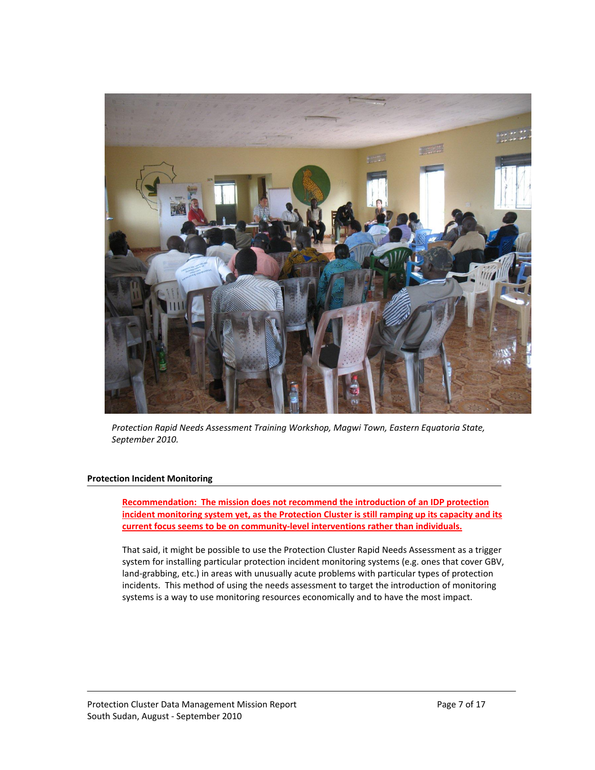*Protection Rapid Needs Assessment Training Workshop, Magwi Town, Eastern Equatoria State, September 2010.*

## Protection Incident Monitoring

**Recommendation: The mission does not recommend the introduction of an IDP protection incident monitoring system yet, as the Protection Cluster is still ramping up its capacity and its current focus seems to be on community-level interventions rather than individuals.**

That said, it might be possible to use the Protection Cluster Rapid Needs Assessment as a trigger system for installing particular protection incident monitoring systems (e.g. ones that cover GBV, land-grabbing, etc.) in areas with unusually acute problems with particular types of protection incidents. This method of using the needs assessment to target the introduction of monitoring systems is a way to use monitoring resources economically and to have the most impact.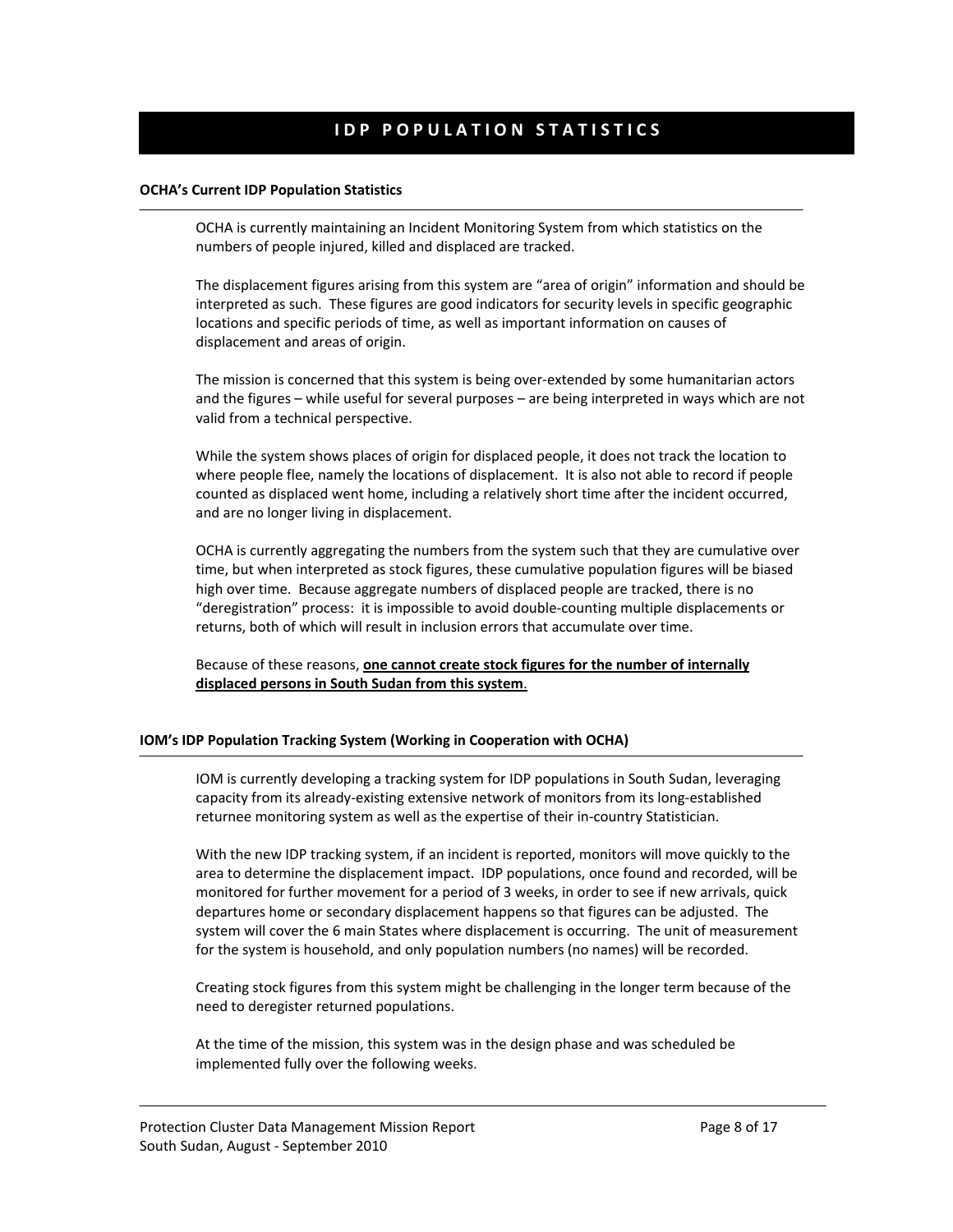# IDP POPULATION STATISTICS

### OCHA's Current IDP Population Statistics

OCHA is currently maintaining an Incident Monitoring System from which statistics on the numbers of people injured, killed and displaced are tracked.

The displacement figures arising from this system are "area of origin" information and should be interpreted as such. These figures are good indicators for security levels in specific geographic locations and specific periods of time, as well as important information on causes of displacement and areas of origin.

The mission is concerned that this system is being over-extended by some humanitarian actors and the figures – while useful for several purposes – are being interpreted in ways which are not valid from a technical perspective.

While the system shows places of origin for displaced people, it does not track the location to where people flee, namely the locations of displacement. It is also not able to record if people counted as displaced went home, including a relatively short time after the incident occurred, and are no longer living in displacement.

OCHA is currently aggregating the numbers from the system such that they are cumulative over time, but when interpreted as stock figures, these cumulative population figures will be biased high over time. Because aggregate numbers of displaced people are tracked, there is no "deregistration" process: it is impossible to avoid double-counting multiple displacements or returns, both of which will result in inclusion errors that accumulate over time.

Because of these reasons, <u>**one cannot create stock figures for the number of internally displaced persons in South Sudan from this system**</u>.

### IOM's IDP Population Tracking System (Working in Cooperation with OCHA)

IOM is currently developing a tracking system for IDP populations in South Sudan, leveraging capacity from its already-existing extensive network of monitors from its long-established returnee monitoring system as well as the expertise of their in-country Statistician.

With the new IDP tracking system, if an incident is reported, monitors will move quickly to the area to determine the displacement impact. IDP populations, once found and recorded, will be monitored for further movement for a period of 3 weeks, in order to see if new arrivals, quick departures home or secondary displacement happens so that figures can be adjusted. The system will cover the 6 main States where displacement is occurring. The unit of measurement for the system is household, and only population numbers (no names) will be recorded.

Creating stock figures from this system might be challenging in the longer term because of the need to deregister returned populations.

At the time of the mission, this system was in the design phase and was scheduled be implemented fully over the following weeks.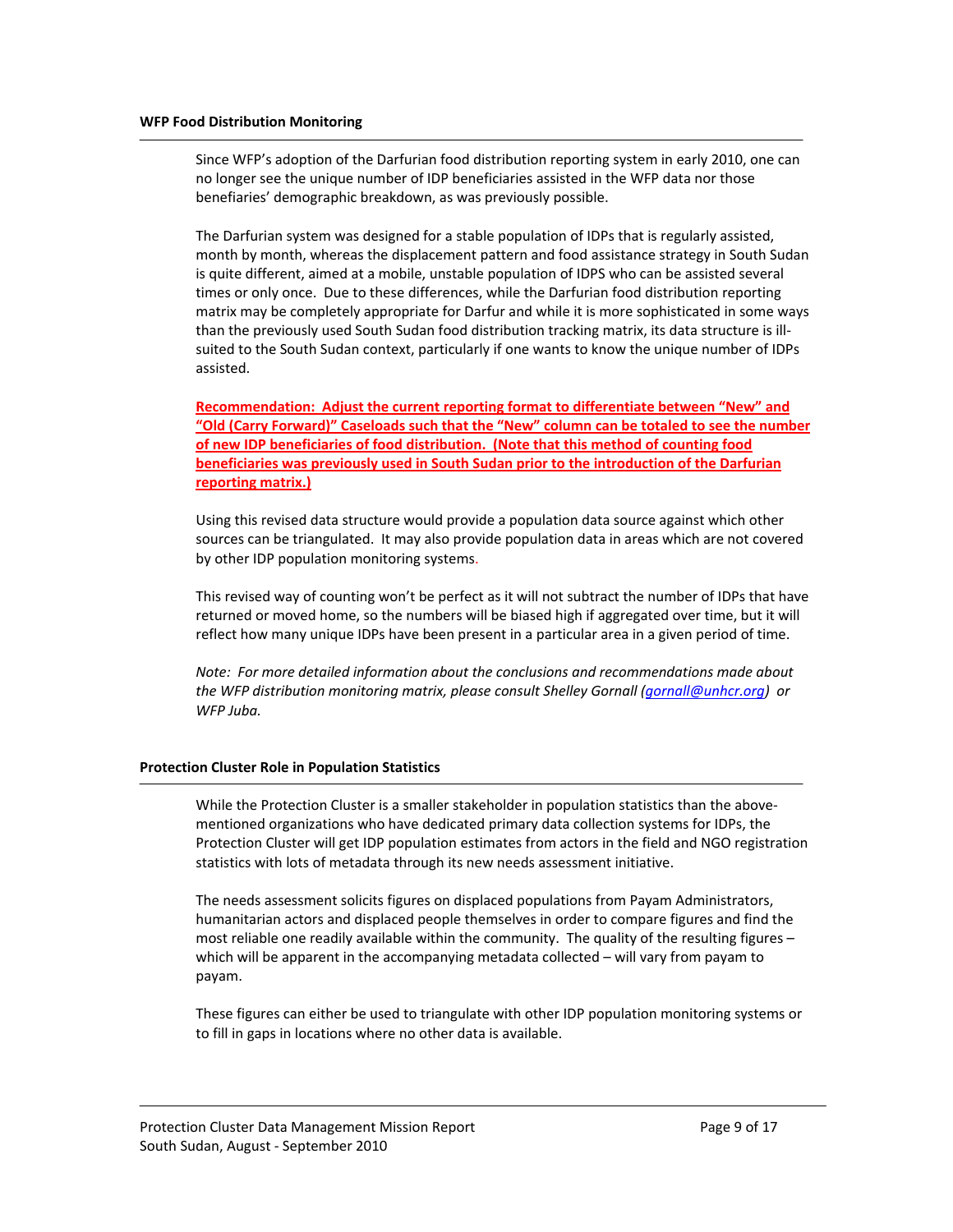### WFP Food Distribution Monitoring

Since WFP's adoption of the Darfurian food distribution reporting system in early 2010, one can no longer see the unique number of IDP beneficiaries assisted in the WFP data nor those benefiaries' demographic breakdown, as was previously possible.

The Darfurian system was designed for a stable population of IDPs that is regularly assisted, month by month, whereas the displacement pattern and food assistance strategy in South Sudan is quite different, aimed at a mobile, unstable population of IDPS who can be assisted several times or only once. Due to these differences, while the Darfurian food distribution reporting matrix may be completely appropriate for Darfur and while it is more sophisticated in some ways than the previously used South Sudan food distribution tracking matrix, its data structure is ill-suited to the South Sudan context, particularly if one wants to know the unique number of IDPs assisted.

**Recommendation: Adjust the current reporting format to differentiate between "New" and "Old (Carry Forward)" Caseloads such that the "New" column can be totaled to see the number of new IDP beneficiaries of food distribution. (Note that this method of counting food beneficiaries was previously used in South Sudan prior to the introduction of the Darfurian reporting matrix.)**

Using this revised data structure would provide a population data source against which other sources can be triangulated. It may also provide population data in areas which are not covered by other IDP population monitoring systems.

This revised way of counting won't be perfect as it will not subtract the number of IDPs that have returned or moved home, so the numbers will be biased high if aggregated over time, but it will reflect how many unique IDPs have been present in a particular area in a given period of time.

*Note: For more detailed information about the conclusions and recommendations made about the WFP distribution monitoring matrix, please consult Shelley Gornall (gornall@unhcr.org) or WFP Juba.*

### Protection Cluster Role in Population Statistics

While the Protection Cluster is a smaller stakeholder in population statistics than the above-mentioned organizations who have dedicated primary data collection systems for IDPs, the Protection Cluster will get IDP population estimates from actors in the field and NGO registration statistics with lots of metadata through its new needs assessment initiative.

The needs assessment solicits figures on displaced populations from Payam Administrators, humanitarian actors and displaced people themselves in order to compare figures and find the most reliable one readily available within the community. The quality of the resulting figures – which will be apparent in the accompanying metadata collected – will vary from payam to payam.

These figures can either be used to triangulate with other IDP population monitoring systems or to fill in gaps in locations where no other data is available.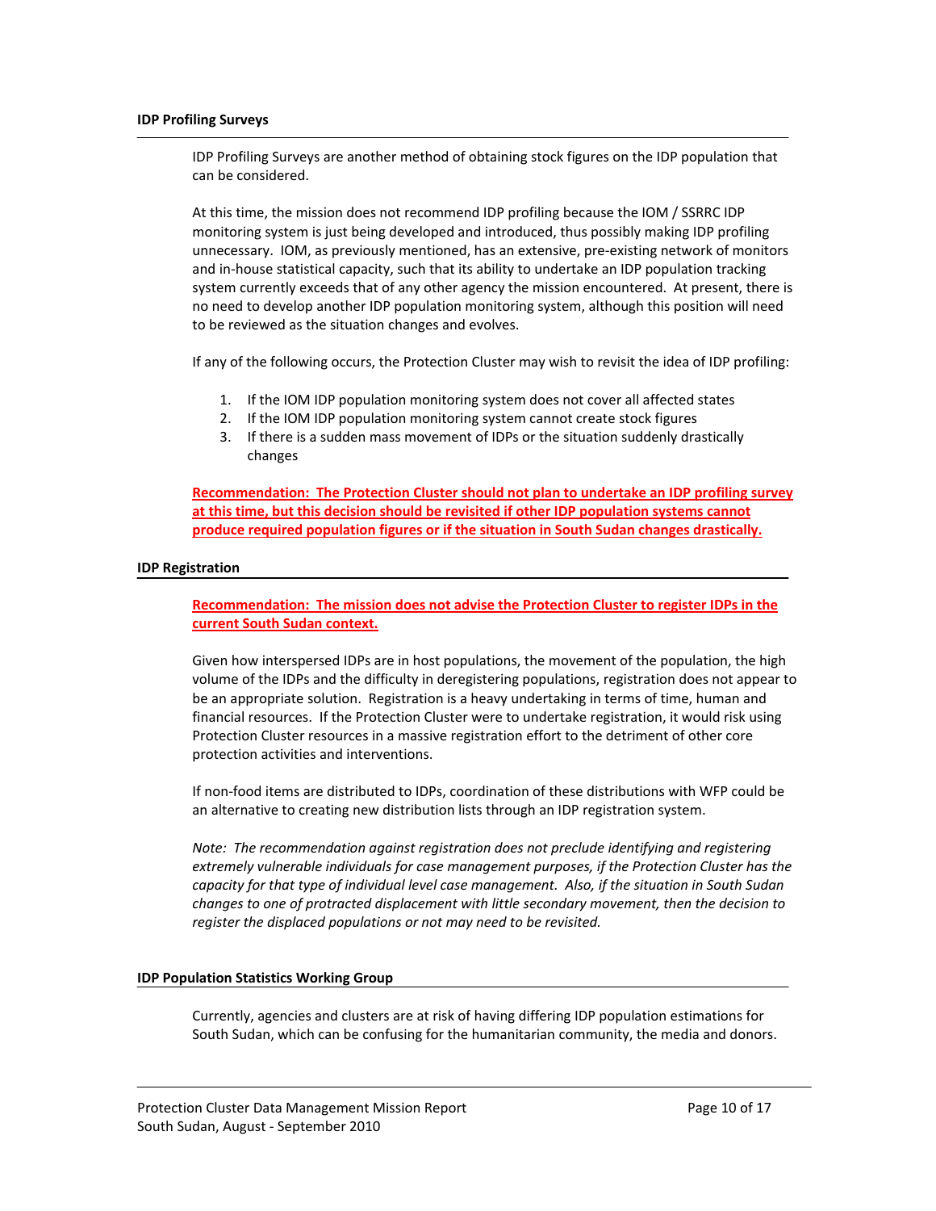### IDP Profiling Surveys

IDP Profiling Surveys are another method of obtaining stock figures on the IDP population that can be considered.

At this time, the mission does not recommend IDP profiling because the IOM / SSRRC IDP monitoring system is just being developed and introduced, thus possibly making IDP profiling unnecessary. IOM, as previously mentioned, has an extensive, pre-existing network of monitors and in-house statistical capacity, such that its ability to undertake an IDP population tracking system currently exceeds that of any other agency the mission encountered. At present, there is no need to develop another IDP population monitoring system, although this position will need to be reviewed as the situation changes and evolves.

If any of the following occurs, the Protection Cluster may wish to revisit the idea of IDP profiling:

1. If the IOM IDP population monitoring system does not cover all affected states
2. If the IOM IDP population monitoring system cannot create stock figures
3. If there is a sudden mass movement of IDPs or the situation suddenly drastically changes

**Recommendation: The Protection Cluster should not plan to undertake an IDP profiling survey at this time, but this decision should be revisited if other IDP population systems cannot produce required population figures or if the situation in South Sudan changes drastically.**

### IDP Registration

**Recommendation: The mission does not advise the Protection Cluster to register IDPs in the current South Sudan context.**

Given how interspersed IDPs are in host populations, the movement of the population, the high volume of the IDPs and the difficulty in deregistering populations, registration does not appear to be an appropriate solution. Registration is a heavy undertaking in terms of time, human and financial resources. If the Protection Cluster were to undertake registration, it would risk using Protection Cluster resources in a massive registration effort to the detriment of other core protection activities and interventions.

If non-food items are distributed to IDPs, coordination of these distributions with WFP could be an alternative to creating new distribution lists through an IDP registration system.

*Note: The recommendation against registration does not preclude identifying and registering extremely vulnerable individuals for case management purposes, if the Protection Cluster has the capacity for that type of individual level case management. Also, if the situation in South Sudan changes to one of protracted displacement with little secondary movement, then the decision to register the displaced populations or not may need to be revisited.*

### IDP Population Statistics Working Group

Currently, agencies and clusters are at risk of having differing IDP population estimations for South Sudan, which can be confusing for the humanitarian community, the media and donors.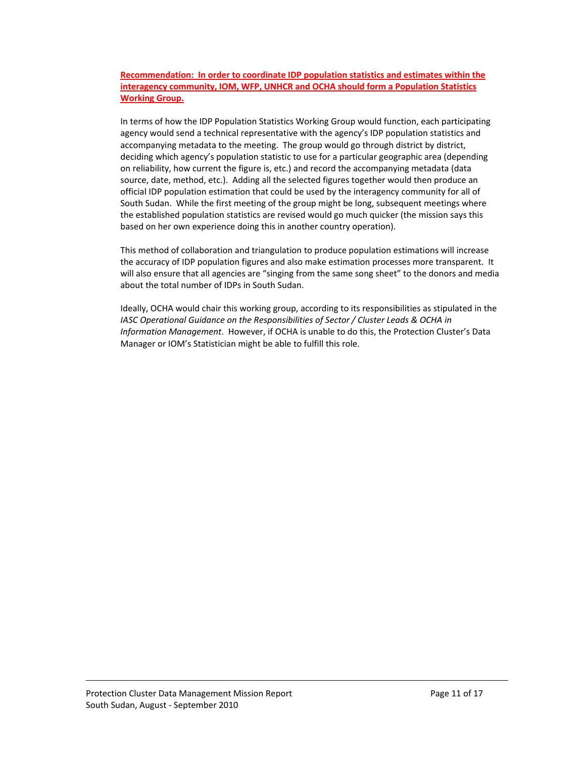**Recommendation: In order to coordinate IDP population statistics and estimates within the interagency community, IOM, WFP, UNHCR and OCHA should form a Population Statistics Working Group.**

In terms of how the IDP Population Statistics Working Group would function, each participating agency would send a technical representative with the agency's IDP population statistics and accompanying metadata to the meeting. The group would go through district by district, deciding which agency's population statistic to use for a particular geographic area (depending on reliability, how current the figure is, etc.) and record the accompanying metadata (data source, date, method, etc.). Adding all the selected figures together would then produce an official IDP population estimation that could be used by the interagency community for all of South Sudan. While the first meeting of the group might be long, subsequent meetings where the established population statistics are revised would go much quicker (the mission says this based on her own experience doing this in another country operation).

This method of collaboration and triangulation to produce population estimations will increase the accuracy of IDP population figures and also make estimation processes more transparent. It will also ensure that all agencies are "singing from the same song sheet" to the donors and media about the total number of IDPs in South Sudan.

Ideally, OCHA would chair this working group, according to its responsibilities as stipulated in the *IASC Operational Guidance on the Responsibilities of Sector / Cluster Leads & OCHA in Information Management*. However, if OCHA is unable to do this, the Protection Cluster's Data Manager or IOM's Statistician might be able to fulfill this role.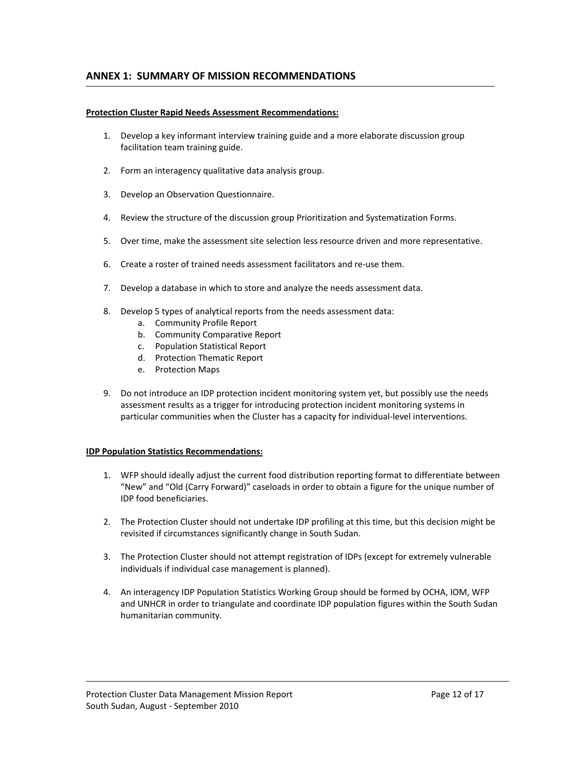## ANNEX 1: SUMMARY OF MISSION RECOMMENDATIONS

**Protection Cluster Rapid Needs Assessment Recommendations:**

1. Develop a key informant interview training guide and a more elaborate discussion group facilitation team training guide.

2. Form an interagency qualitative data analysis group.

3. Develop an Observation Questionnaire.

4. Review the structure of the discussion group Prioritization and Systematization Forms.

5. Over time, make the assessment site selection less resource driven and more representative.

6. Create a roster of trained needs assessment facilitators and re-use them.

7. Develop a database in which to store and analyze the needs assessment data.

8. Develop 5 types of analytical reports from the needs assessment data:
   a. Community Profile Report
   b. Community Comparative Report
   c. Population Statistical Report
   d. Protection Thematic Report
   e. Protection Maps

9. Do not introduce an IDP protection incident monitoring system yet, but possibly use the needs assessment results as a trigger for introducing protection incident monitoring systems in particular communities when the Cluster has a capacity for individual-level interventions.

**IDP Population Statistics Recommendations:**

1. WFP should ideally adjust the current food distribution reporting format to differentiate between "New" and "Old (Carry Forward)" caseloads in order to obtain a figure for the unique number of IDP food beneficiaries.

2. The Protection Cluster should not undertake IDP profiling at this time, but this decision might be revisited if circumstances significantly change in South Sudan.

3. The Protection Cluster should not attempt registration of IDPs (except for extremely vulnerable individuals if individual case management is planned).

4. An interagency IDP Population Statistics Working Group should be formed by OCHA, IOM, WFP and UNHCR in order to triangulate and coordinate IDP population figures within the South Sudan humanitarian community.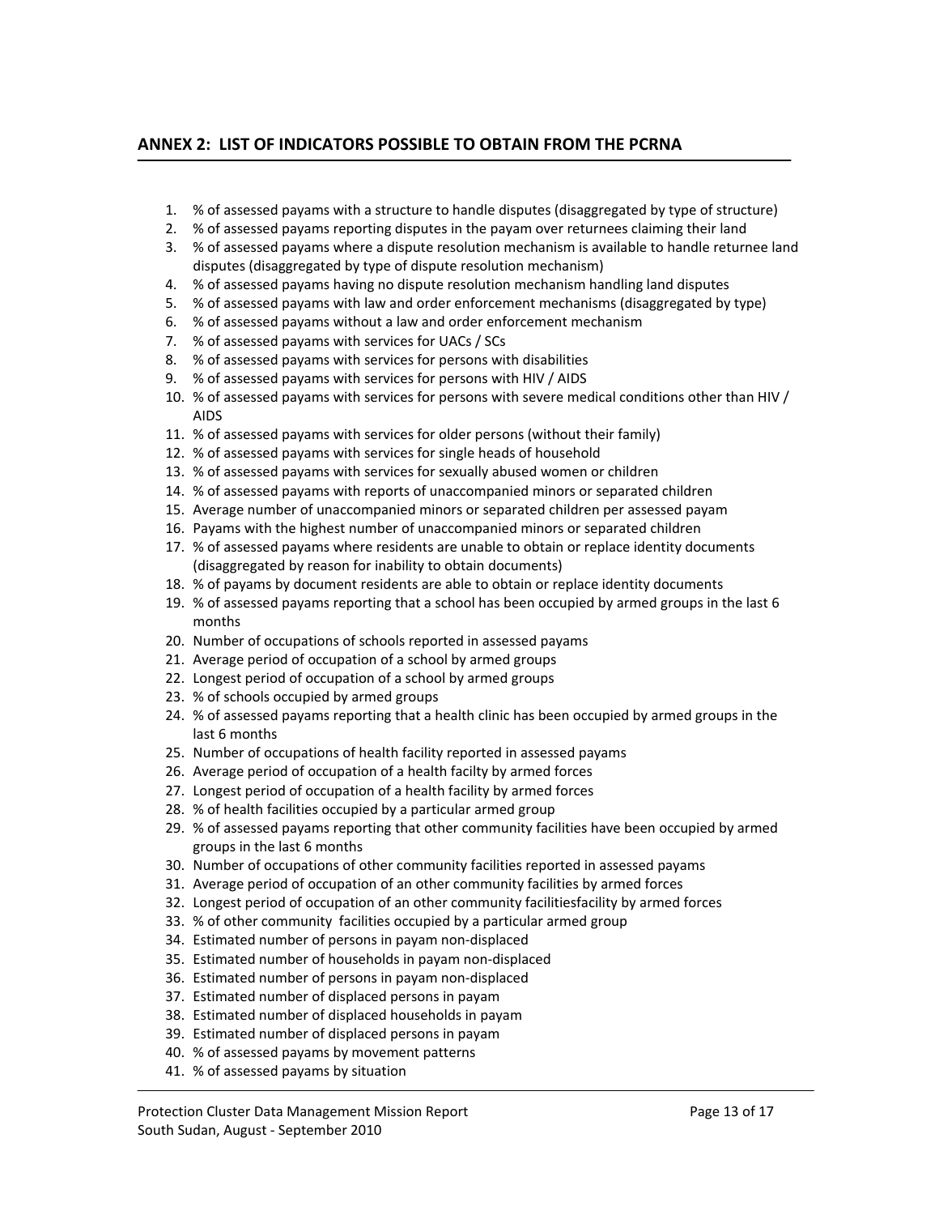## ANNEX 2: LIST OF INDICATORS POSSIBLE TO OBTAIN FROM THE PCRNA

1. % of assessed payams with a structure to handle disputes (disaggregated by type of structure)
2. % of assessed payams reporting disputes in the payam over returnees claiming their land
3. % of assessed payams where a dispute resolution mechanism is available to handle returnee land disputes (disaggregated by type of dispute resolution mechanism)
4. % of assessed payams having no dispute resolution mechanism handling land disputes
5. % of assessed payams with law and order enforcement mechanisms (disaggregated by type)
6. % of assessed payams without a law and order enforcement mechanism
7. % of assessed payams with services for UACs / SCs
8. % of assessed payams with services for persons with disabilities
9. % of assessed payams with services for persons with HIV / AIDS
10. % of assessed payams with services for persons with severe medical conditions other than HIV / AIDS
11. % of assessed payams with services for older persons (without their family)
12. % of assessed payams with services for single heads of household
13. % of assessed payams with services for sexually abused women or children
14. % of assessed payams with reports of unaccompanied minors or separated children
15. Average number of unaccompanied minors or separated children per assessed payam
16. Payams with the highest number of unaccompanied minors or separated children
17. % of assessed payams where residents are unable to obtain or replace identity documents (disaggregated by reason for inability to obtain documents)
18. % of payams by document residents are able to obtain or replace identity documents
19. % of assessed payams reporting that a school has been occupied by armed groups in the last 6 months
20. Number of occupations of schools reported in assessed payams
21. Average period of occupation of a school by armed groups
22. Longest period of occupation of a school by armed groups
23. % of schools occupied by armed groups
24. % of assessed payams reporting that a health clinic has been occupied by armed groups in the last 6 months
25. Number of occupations of health facility reported in assessed payams
26. Average period of occupation of a health facilty by armed forces
27. Longest period of occupation of a health facility by armed forces
28. % of health facilities occupied by a particular armed group
29. % of assessed payams reporting that other community facilities have been occupied by armed groups in the last 6 months
30. Number of occupations of other community facilities reported in assessed payams
31. Average period of occupation of an other community facilities by armed forces
32. Longest period of occupation of an other community facilitiesfacility by armed forces
33. % of other community facilities occupied by a particular armed group
34. Estimated number of persons in payam non-displaced
35. Estimated number of households in payam non-displaced
36. Estimated number of persons in payam non-displaced
37. Estimated number of displaced persons in payam
38. Estimated number of displaced households in payam
39. Estimated number of displaced persons in payam
40. % of assessed payams by movement patterns
41. % of assessed payams by situation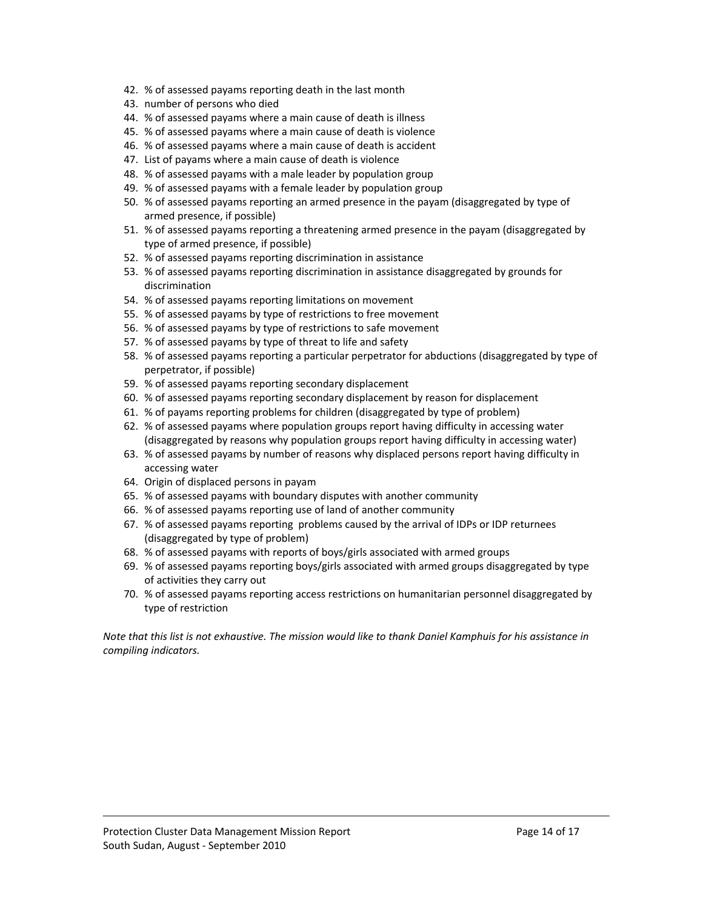42. % of assessed payams reporting death in the last month
43. number of persons who died
44. % of assessed payams where a main cause of death is illness
45. % of assessed payams where a main cause of death is violence
46. % of assessed payams where a main cause of death is accident
47. List of payams where a main cause of death is violence
48. % of assessed payams with a male leader by population group
49. % of assessed payams with a female leader by population group
50. % of assessed payams reporting an armed presence in the payam (disaggregated by type of armed presence, if possible)
51. % of assessed payams reporting a threatening armed presence in the payam (disaggregated by type of armed presence, if possible)
52. % of assessed payams reporting discrimination in assistance
53. % of assessed payams reporting discrimination in assistance disaggregated by grounds for discrimination
54. % of assessed payams reporting limitations on movement
55. % of assessed payams by type of restrictions to free movement
56. % of assessed payams by type of restrictions to safe movement
57. % of assessed payams by type of threat to life and safety
58. % of assessed payams reporting a particular perpetrator for abductions (disaggregated by type of perpetrator, if possible)
59. % of assessed payams reporting secondary displacement
60. % of assessed payams reporting secondary displacement by reason for displacement
61. % of payams reporting problems for children (disaggregated by type of problem)
62. % of assessed payams where population groups report having difficulty in accessing water (disaggregated by reasons why population groups report having difficulty in accessing water)
63. % of assessed payams by number of reasons why displaced persons report having difficulty in accessing water
64. Origin of displaced persons in payam
65. % of assessed payams with boundary disputes with another community
66. % of assessed payams reporting use of land of another community
67. % of assessed payams reporting problems caused by the arrival of IDPs or IDP returnees (disaggregated by type of problem)
68. % of assessed payams with reports of boys/girls associated with armed groups
69. % of assessed payams reporting boys/girls associated with armed groups disaggregated by type of activities they carry out
70. % of assessed payams reporting access restrictions on humanitarian personnel disaggregated by type of restriction

*Note that this list is not exhaustive. The mission would like to thank Daniel Kamphuis for his assistance in compiling indicators.*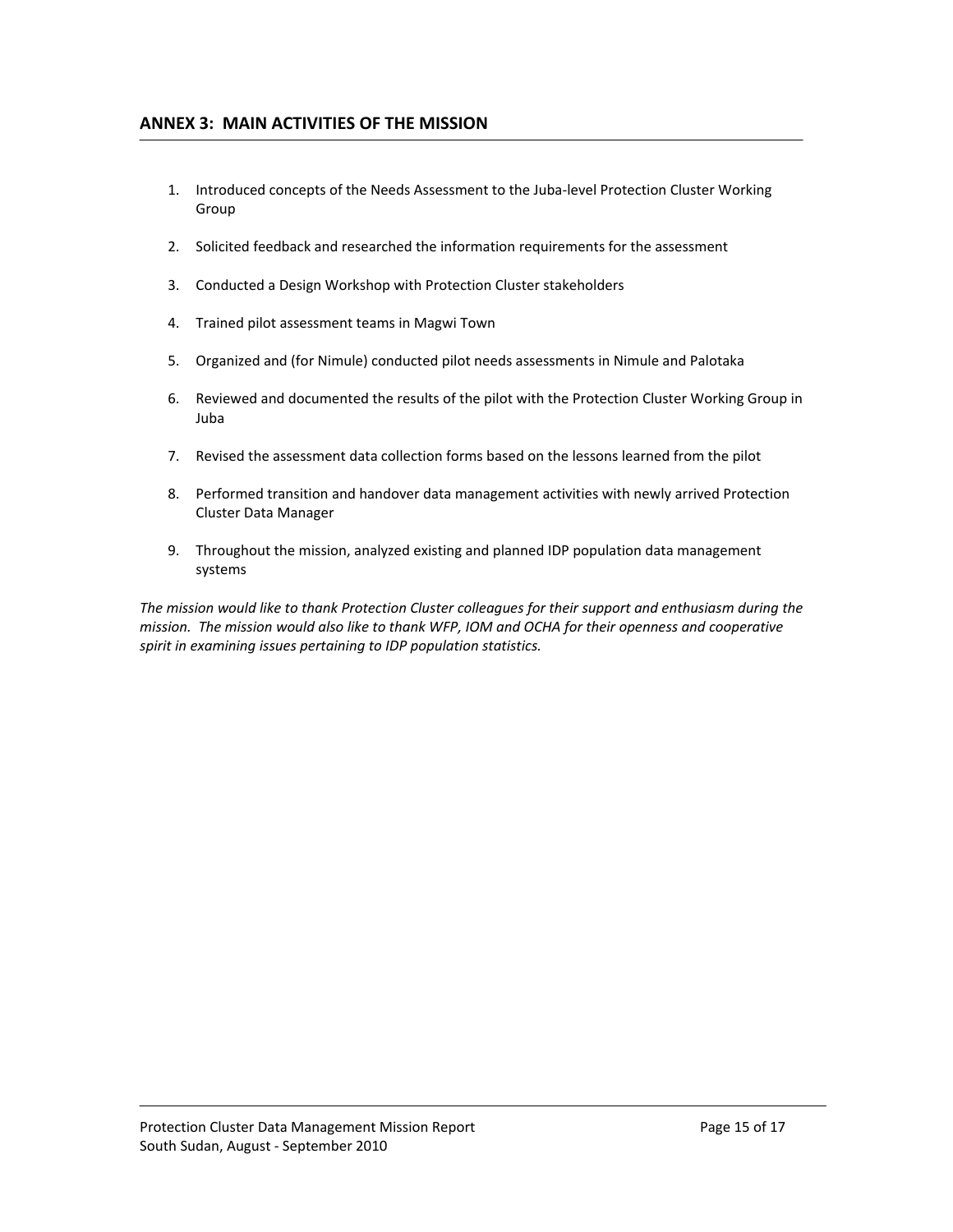## ANNEX 3: MAIN ACTIVITIES OF THE MISSION

1. Introduced concepts of the Needs Assessment to the Juba-level Protection Cluster Working Group
2. Solicited feedback and researched the information requirements for the assessment
3. Conducted a Design Workshop with Protection Cluster stakeholders
4. Trained pilot assessment teams in Magwi Town
5. Organized and (for Nimule) conducted pilot needs assessments in Nimule and Palotaka
6. Reviewed and documented the results of the pilot with the Protection Cluster Working Group in Juba
7. Revised the assessment data collection forms based on the lessons learned from the pilot
8. Performed transition and handover data management activities with newly arrived Protection Cluster Data Manager
9. Throughout the mission, analyzed existing and planned IDP population data management systems

*The mission would like to thank Protection Cluster colleagues for their support and enthusiasm during the mission. The mission would also like to thank WFP, IOM and OCHA for their openness and cooperative spirit in examining issues pertaining to IDP population statistics.*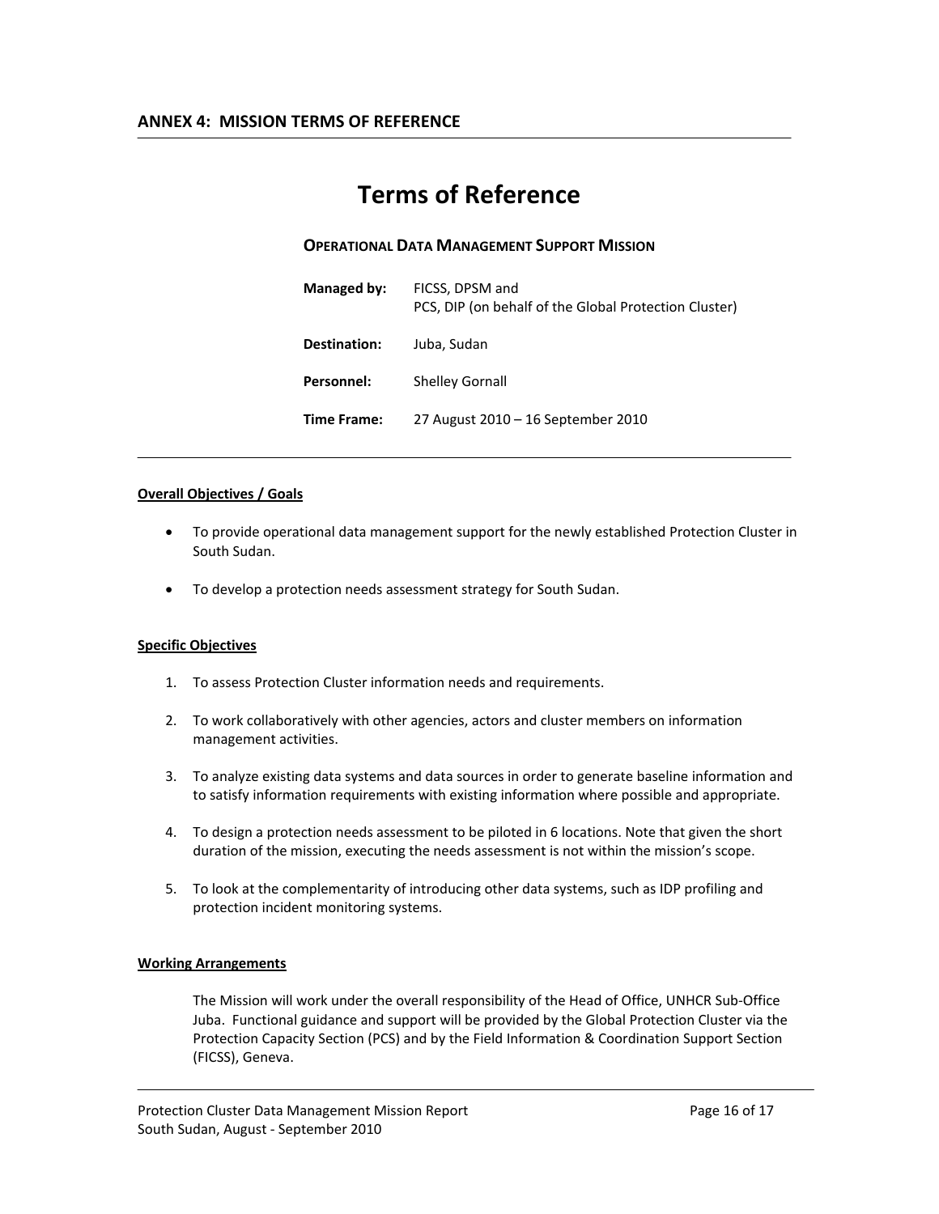## ANNEX 4: MISSION TERMS OF REFERENCE

# Terms of Reference

**OPERATIONAL DATA MANAGEMENT SUPPORT MISSION**

| | |
|---|---|
| **Managed by:** | FICSS, DPSM and PCS, DIP (on behalf of the Global Protection Cluster) |
| **Destination:** | Juba, Sudan |
| **Personnel:** | Shelley Gornall |
| **Time Frame:** | 27 August 2010 – 16 September 2010 |

**Overall Objectives / Goals**

- To provide operational data management support for the newly established Protection Cluster in South Sudan.
- To develop a protection needs assessment strategy for South Sudan.

**Specific Objectives**

1. To assess Protection Cluster information needs and requirements.
2. To work collaboratively with other agencies, actors and cluster members on information management activities.
3. To analyze existing data systems and data sources in order to generate baseline information and to satisfy information requirements with existing information where possible and appropriate.
4. To design a protection needs assessment to be piloted in 6 locations. Note that given the short duration of the mission, executing the needs assessment is not within the mission's scope.
5. To look at the complementarity of introducing other data systems, such as IDP profiling and protection incident monitoring systems.

**Working Arrangements**

The Mission will work under the overall responsibility of the Head of Office, UNHCR Sub-Office Juba. Functional guidance and support will be provided by the Global Protection Cluster via the Protection Capacity Section (PCS) and by the Field Information & Coordination Support Section (FICSS), Geneva.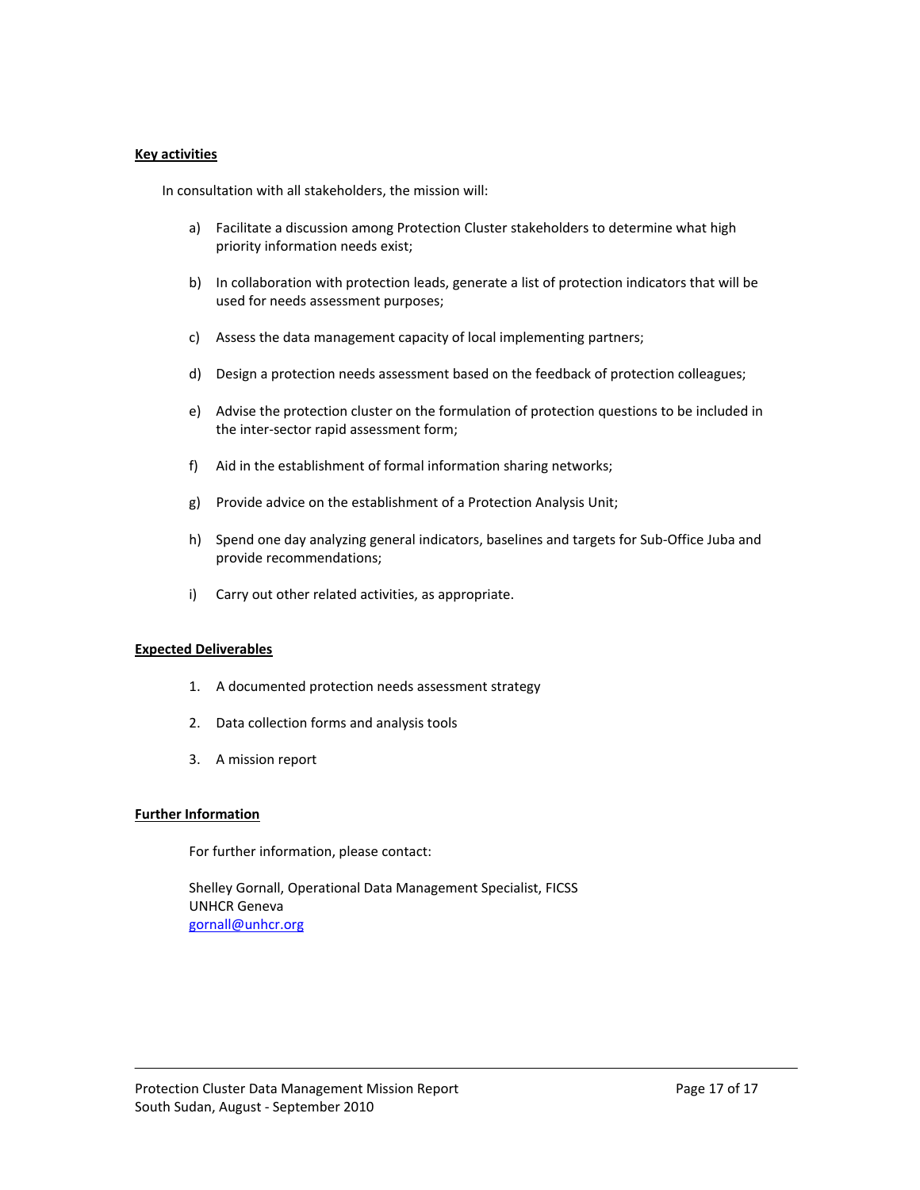**Key activities**

In consultation with all stakeholders, the mission will:

a) Facilitate a discussion among Protection Cluster stakeholders to determine what high priority information needs exist;

b) In collaboration with protection leads, generate a list of protection indicators that will be used for needs assessment purposes;

c) Assess the data management capacity of local implementing partners;

d) Design a protection needs assessment based on the feedback of protection colleagues;

e) Advise the protection cluster on the formulation of protection questions to be included in the inter-sector rapid assessment form;

f) Aid in the establishment of formal information sharing networks;

g) Provide advice on the establishment of a Protection Analysis Unit;

h) Spend one day analyzing general indicators, baselines and targets for Sub-Office Juba and provide recommendations;

i) Carry out other related activities, as appropriate.

**Expected Deliverables**

1. A documented protection needs assessment strategy
2. Data collection forms and analysis tools
3. A mission report

**Further Information**

For further information, please contact:

Shelley Gornall, Operational Data Management Specialist, FICSS
UNHCR Geneva
gornall@unhcr.org